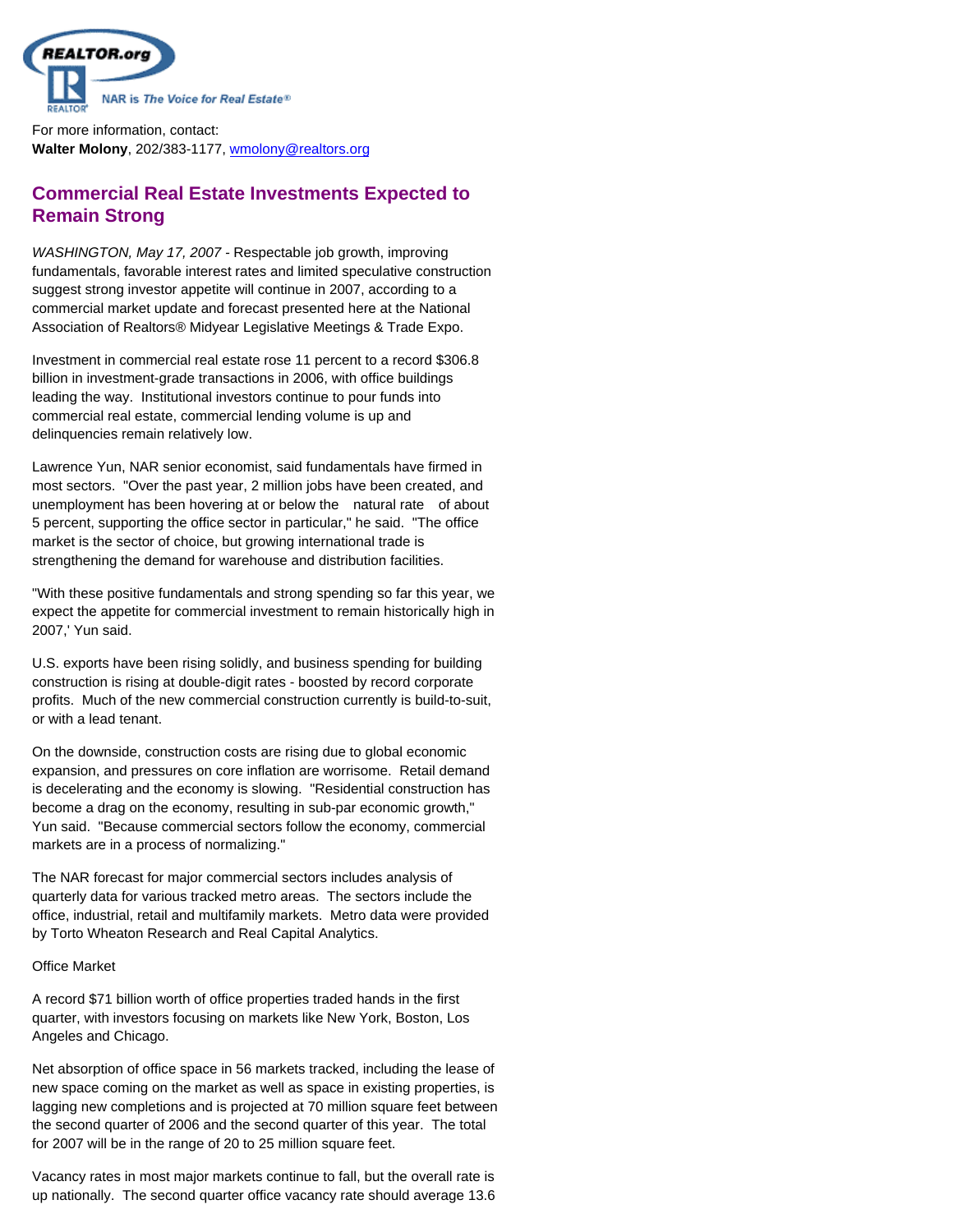For more information, contact:
**Walter Molony**, 202/383-1177, wmolony@realtors.org

# Commercial Real Estate Investments Expected to Remain Strong

*WASHINGTON, May 17, 2007* - Respectable job growth, improving fundamentals, favorable interest rates and limited speculative construction suggest strong investor appetite will continue in 2007, according to a commercial market update and forecast presented here at the National Association of Realtors® Midyear Legislative Meetings & Trade Expo.

Investment in commercial real estate rose 11 percent to a record $306.8 billion in investment-grade transactions in 2006, with office buildings leading the way. Institutional investors continue to pour funds into commercial real estate, commercial lending volume is up and delinquencies remain relatively low.

Lawrence Yun, NAR senior economist, said fundamentals have firmed in most sectors. "Over the past year, 2 million jobs have been created, and unemployment has been hovering at or below the natural rate of about 5 percent, supporting the office sector in particular," he said. "The office market is the sector of choice, but growing international trade is strengthening the demand for warehouse and distribution facilities.

"With these positive fundamentals and strong spending so far this year, we expect the appetite for commercial investment to remain historically high in 2007,' Yun said.

U.S. exports have been rising solidly, and business spending for building construction is rising at double-digit rates - boosted by record corporate profits. Much of the new commercial construction currently is build-to-suit, or with a lead tenant.

On the downside, construction costs are rising due to global economic expansion, and pressures on core inflation are worrisome. Retail demand is decelerating and the economy is slowing. "Residential construction has become a drag on the economy, resulting in sub-par economic growth," Yun said. "Because commercial sectors follow the economy, commercial markets are in a process of normalizing."

The NAR forecast for major commercial sectors includes analysis of quarterly data for various tracked metro areas. The sectors include the office, industrial, retail and multifamily markets. Metro data were provided by Torto Wheaton Research and Real Capital Analytics.

Office Market

A record $71 billion worth of office properties traded hands in the first quarter, with investors focusing on markets like New York, Boston, Los Angeles and Chicago.

Net absorption of office space in 56 markets tracked, including the lease of new space coming on the market as well as space in existing properties, is lagging new completions and is projected at 70 million square feet between the second quarter of 2006 and the second quarter of this year. The total for 2007 will be in the range of 20 to 25 million square feet.

Vacancy rates in most major markets continue to fall, but the overall rate is up nationally. The second quarter office vacancy rate should average 13.6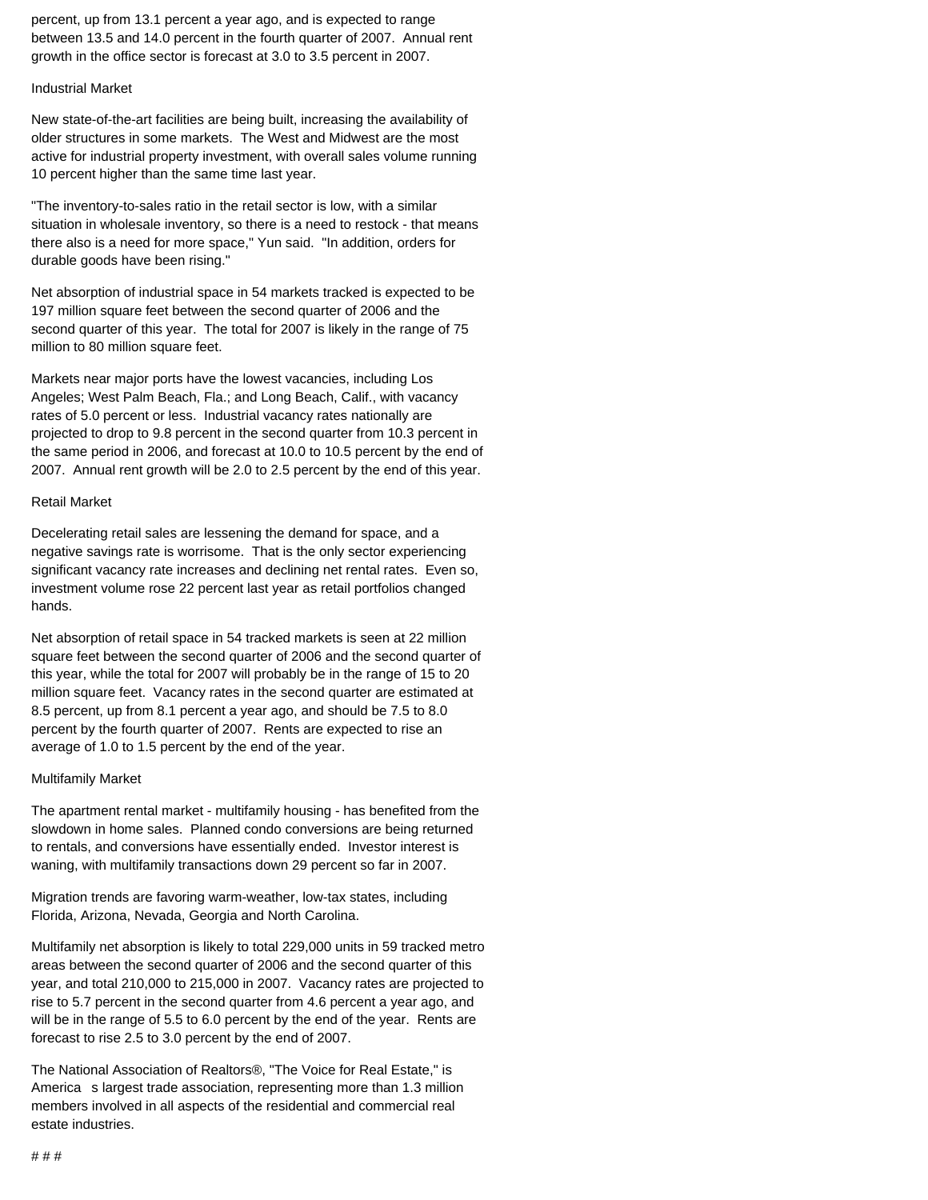percent, up from 13.1 percent a year ago, and is expected to range between 13.5 and 14.0 percent in the fourth quarter of 2007. Annual rent growth in the office sector is forecast at 3.0 to 3.5 percent in 2007.

## Industrial Market

New state-of-the-art facilities are being built, increasing the availability of older structures in some markets. The West and Midwest are the most active for industrial property investment, with overall sales volume running 10 percent higher than the same time last year.

"The inventory-to-sales ratio in the retail sector is low, with a similar situation in wholesale inventory, so there is a need to restock - that means there also is a need for more space," Yun said. "In addition, orders for durable goods have been rising."

Net absorption of industrial space in 54 markets tracked is expected to be 197 million square feet between the second quarter of 2006 and the second quarter of this year. The total for 2007 is likely in the range of 75 million to 80 million square feet.

Markets near major ports have the lowest vacancies, including Los Angeles; West Palm Beach, Fla.; and Long Beach, Calif., with vacancy rates of 5.0 percent or less. Industrial vacancy rates nationally are projected to drop to 9.8 percent in the second quarter from 10.3 percent in the same period in 2006, and forecast at 10.0 to 10.5 percent by the end of 2007. Annual rent growth will be 2.0 to 2.5 percent by the end of this year.

## Retail Market

Decelerating retail sales are lessening the demand for space, and a negative savings rate is worrisome. That is the only sector experiencing significant vacancy rate increases and declining net rental rates. Even so, investment volume rose 22 percent last year as retail portfolios changed hands.

Net absorption of retail space in 54 tracked markets is seen at 22 million square feet between the second quarter of 2006 and the second quarter of this year, while the total for 2007 will probably be in the range of 15 to 20 million square feet. Vacancy rates in the second quarter are estimated at 8.5 percent, up from 8.1 percent a year ago, and should be 7.5 to 8.0 percent by the fourth quarter of 2007. Rents are expected to rise an average of 1.0 to 1.5 percent by the end of the year.

## Multifamily Market

The apartment rental market - multifamily housing - has benefited from the slowdown in home sales. Planned condo conversions are being returned to rentals, and conversions have essentially ended. Investor interest is waning, with multifamily transactions down 29 percent so far in 2007.

Migration trends are favoring warm-weather, low-tax states, including Florida, Arizona, Nevada, Georgia and North Carolina.

Multifamily net absorption is likely to total 229,000 units in 59 tracked metro areas between the second quarter of 2006 and the second quarter of this year, and total 210,000 to 215,000 in 2007. Vacancy rates are projected to rise to 5.7 percent in the second quarter from 4.6 percent a year ago, and will be in the range of 5.5 to 6.0 percent by the end of the year. Rents are forecast to rise 2.5 to 3.0 percent by the end of 2007.

The National Association of Realtors®, "The Voice for Real Estate," is America s largest trade association, representing more than 1.3 million members involved in all aspects of the residential and commercial real estate industries.

# # #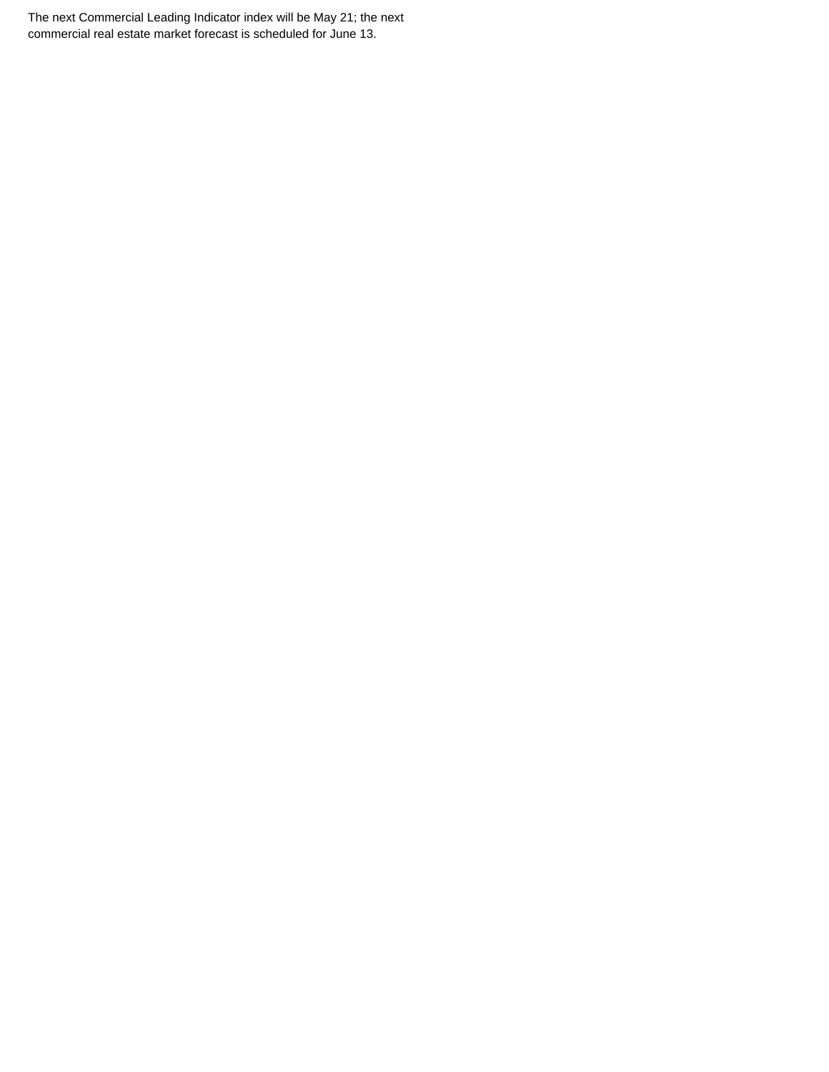The next Commercial Leading Indicator index will be May 21; the next commercial real estate market forecast is scheduled for June 13.